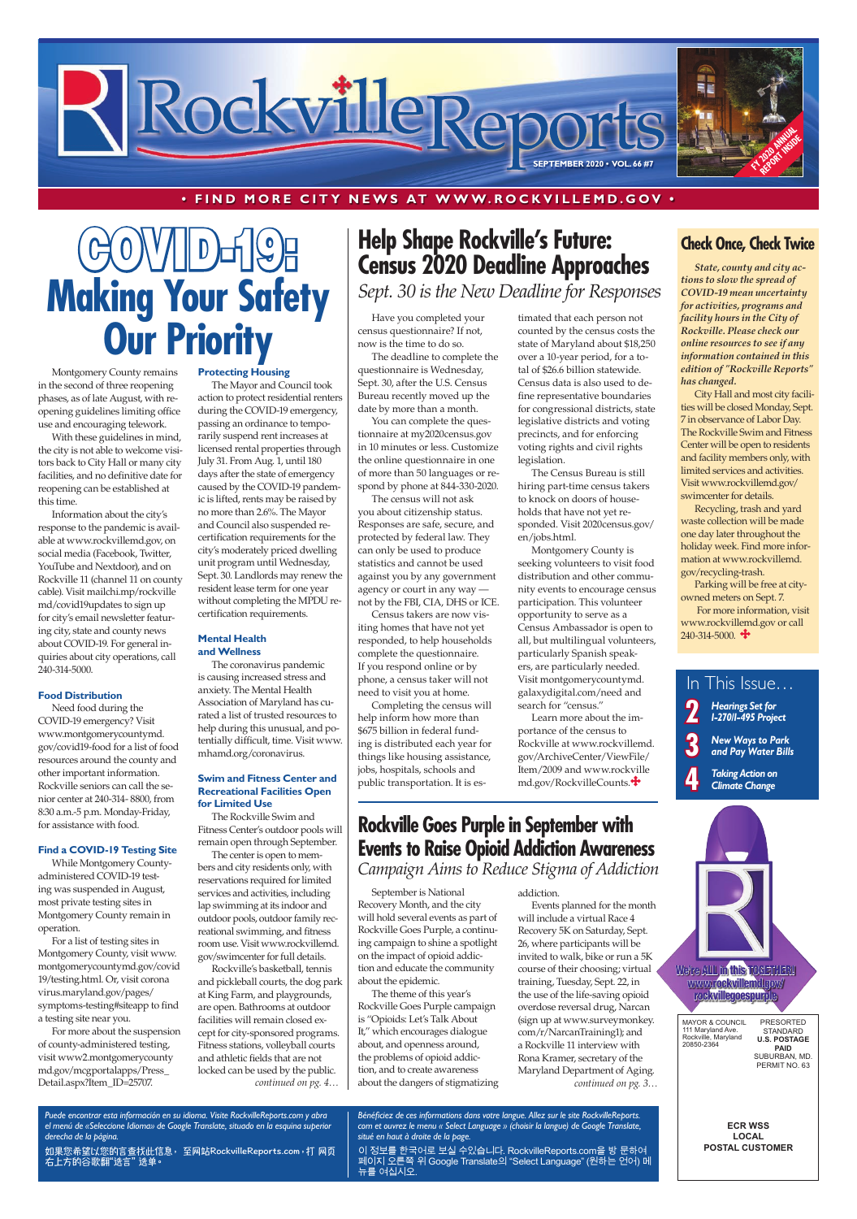# RockvilleReports

SEPTEMBER 2020 • VOL. 66 #7

FY 2020 ANNUAL REPORT INSIDE

• FIND MORE CITY NEWS AT WWW.ROCKVILLEMD.GOV •

# COVID-19: Making Your Safety Our Priority

Montgomery County remains in the second of three reopening phases, as of late August, with reopening guidelines limiting office use and encouraging telework.

With these guidelines in mind, the city is not able to welcome visitors back to City Hall or many city facilities, and no definitive date for reopening can be established at this time.

Information about the city's response to the pandemic is available at www.rockvillemd.gov, on social media (Facebook, Twitter, YouTube and Nextdoor), and on Rockville 11 (channel 11 on county cable). Visit mailchi.mp/rockville md/covid19updates to sign up for city's email newsletter featuring city, state and county news about COVID-19. For general inquiries about city operations, call 240-314-5000.

### Food Distribution

Need food during the COVID-19 emergency? Visit www.montgomerycountymd.gov/covid19-food for a list of food resources around the county and other important information. Rockville seniors can call the senior center at 240-314- 8800, from 8:30 a.m.-5 p.m. Monday-Friday, for assistance with food.

### Find a COVID-19 Testing Site

While Montgomery County-administered COVID-19 testing was suspended in August, most private testing sites in Montgomery County remain in operation.

For a list of testing sites in Montgomery County, visit www.montgomerycountymd.gov/covid19/testing.html. Or, visit coronavirus.maryland.gov/pages/symptoms-testing#siteapp to find a testing site near you.

For more about the suspension of county-administered testing, visit www2.montgomerycountymd.gov/mcgportalapps/Press_Detail.aspx?Item_ID=25707.

### Protecting Housing

The Mayor and Council took action to protect residential renters during the COVID-19 emergency, passing an ordinance to temporarily suspend rent increases at licensed rental properties through July 31. From Aug. 1, until 180 days after the state of emergency caused by the COVID-19 pandemic is lifted, rents may be raised by no more than 2.6%. The Mayor and Council also suspended recertification requirements for the city's moderately priced dwelling unit program until Wednesday, Sept. 30. Landlords may renew the resident lease term for one year without completing the MPDU recertification requirements.

### Mental Health and Wellness

The coronavirus pandemic is causing increased stress and anxiety. The Mental Health Association of Maryland has curated a list of trusted resources to help during this unusual, and potentially difficult, time. Visit www.mhamd.org/coronavirus.

### Swim and Fitness Center and Recreational Facilities Open for Limited Use

The Rockville Swim and Fitness Center's outdoor pools will remain open through September.

The center is open to members and city residents only, with reservations required for limited services and activities, including lap swimming at its indoor and outdoor pools, outdoor family recreational swimming, and fitness room use. Visit www.rockvillemd.gov/swimcenter for full details.

Rockville's basketball, tennis and pickleball courts, the dog park at King Farm, and playgrounds, are open. Bathrooms at outdoor facilities will remain closed except for city-sponsored programs. Fitness stations, volleyball courts and athletic fields that are not locked can be used by the public.

*continued on pg. 4…*

# Help Shape Rockville's Future: Census 2020 Deadline Approaches

*Sept. 30 is the New Deadline for Responses*

Have you completed your census questionnaire? If not, now is the time to do so.

The deadline to complete the questionnaire is Wednesday, Sept. 30, after the U.S. Census Bureau recently moved up the date by more than a month.

You can complete the questionnaire at my2020census.gov in 10 minutes or less. Customize the online questionnaire in one of more than 50 languages or respond by phone at 844-330-2020.

The census will not ask you about citizenship status. Responses are safe, secure, and protected by federal law. They can only be used to produce statistics and cannot be used against you by any government agency or court in any way — not by the FBI, CIA, DHS or ICE.

Census takers are now visiting homes that have not yet responded, to help households complete the questionnaire. If you respond online or by phone, a census taker will not need to visit you at home.

Completing the census will help inform how more than $675 billion in federal funding is distributed each year for things like housing assistance, jobs, hospitals, schools and public transportation. It is estimated that each person not counted by the census costs the state of Maryland about $18,250 over a 10-year period, for a total of $26.6 billion statewide. Census data is also used to define representative boundaries for congressional districts, state legislative districts and voting precincts, and for enforcing voting rights and civil rights legislation.

The Census Bureau is still hiring part-time census takers to knock on doors of households that have not yet responded. Visit 2020census.gov/en/jobs.html.

Montgomery County is seeking volunteers to visit food distribution and other community events to encourage census participation. This volunteer opportunity to serve as a Census Ambassador is open to all, but multilingual volunteers, particularly Spanish speakers, are particularly needed. Visit montgomerycountymd.galaxydigital.com/need and search for "census."

Learn more about the importance of the census to Rockville at www.rockvillemd.gov/ArchiveCenter/ViewFile/Item/2009 and www.rockvillemd.gov/RockvilleCounts.

# Rockville Goes Purple in September with Events to Raise Opioid Addiction Awareness

*Campaign Aims to Reduce Stigma of Addiction*

September is National Recovery Month, and the city will hold several events as part of Rockville Goes Purple, a continuing campaign to shine a spotlight on the impact of opioid addiction and educate the community about the epidemic.

The theme of this year's Rockville Goes Purple campaign is "Opioids: Let's Talk About It," which encourages dialogue about, and openness around, the problems of opioid addiction, and to create awareness about the dangers of stigmatizing addiction.

Events planned for the month will include a virtual Race 4 Recovery 5K on Saturday, Sept. 26, where participants will be invited to walk, bike or run a 5K course of their choosing; virtual training, Tuesday, Sept. 22, in the use of the life-saving opioid overdose reversal drug, Narcan (sign up at www.surveymonkey.com/r/NarcanTraining1); and a Rockville 11 interview with Rona Kramer, secretary of the Maryland Department of Aging.

*continued on pg. 3…*

# Check Once, Check Twice

***State, county and city actions to slow the spread of COVID-19 mean uncertainty for activities, programs and facility hours in the City of Rockville. Please check our online resources to see if any information contained in this edition of "Rockville Reports" has changed.***

City Hall and most city facilities will be closed Monday, Sept. 7 in observance of Labor Day. The Rockville Swim and Fitness Center will be open to residents and facility members only, with limited services and activities. Visit www.rockvillemd.gov/swimcenter for details.

Recycling, trash and yard waste collection will be made one day later throughout the holiday week. Find more information at www.rockvillemd.gov/recycling-trash.

Parking will be free at city-owned meters on Sept. 7.

For more information, visit www.rockvillemd.gov or call 240-314-5000.

## In This Issue…

- **2** *Hearings Set for I-270/I-495 Project*
- **3** *New Ways to Park and Pay Water Bills*
- **4** *Taking Action on Climate Change*

We're ALL in this TOGETHER! www.rockvillemd.gov/rockvillegoespurple

MAYOR & COUNCIL
111 Maryland Ave.
Rockville, Maryland
20850-2364

PRESORTED
STANDARD
U.S. POSTAGE
PAID
SUBURBAN, MD.
PERMIT NO. 63

ECR WSS
LOCAL
POSTAL CUSTOMER

*Puede encontrar esta información en su idioma. Visite RockvilleReports.com y abra el menú de «Seleccione Idioma» de Google Translate, situado en la esquina superior derecha de la página.*

如果您希望以您的语言查找此信息，至网站RockvilleReports.com，打 网页右上方的谷歌翻"选言" 选单。

*Bénéficiez de ces informations dans votre langue. Allez sur le site RockvilleReports.com et ouvrez le menu « Select Language » (choisir la langue) de Google Translate, situé en haut à droite de la page.*

이 정보를 한국어로 보실 수있습니다. RockvilleReports.com을 방 문하여 페이지 오른쪽 위 Google Translate의 "Select Language" (원하는 언어) 메뉴를 여십시오.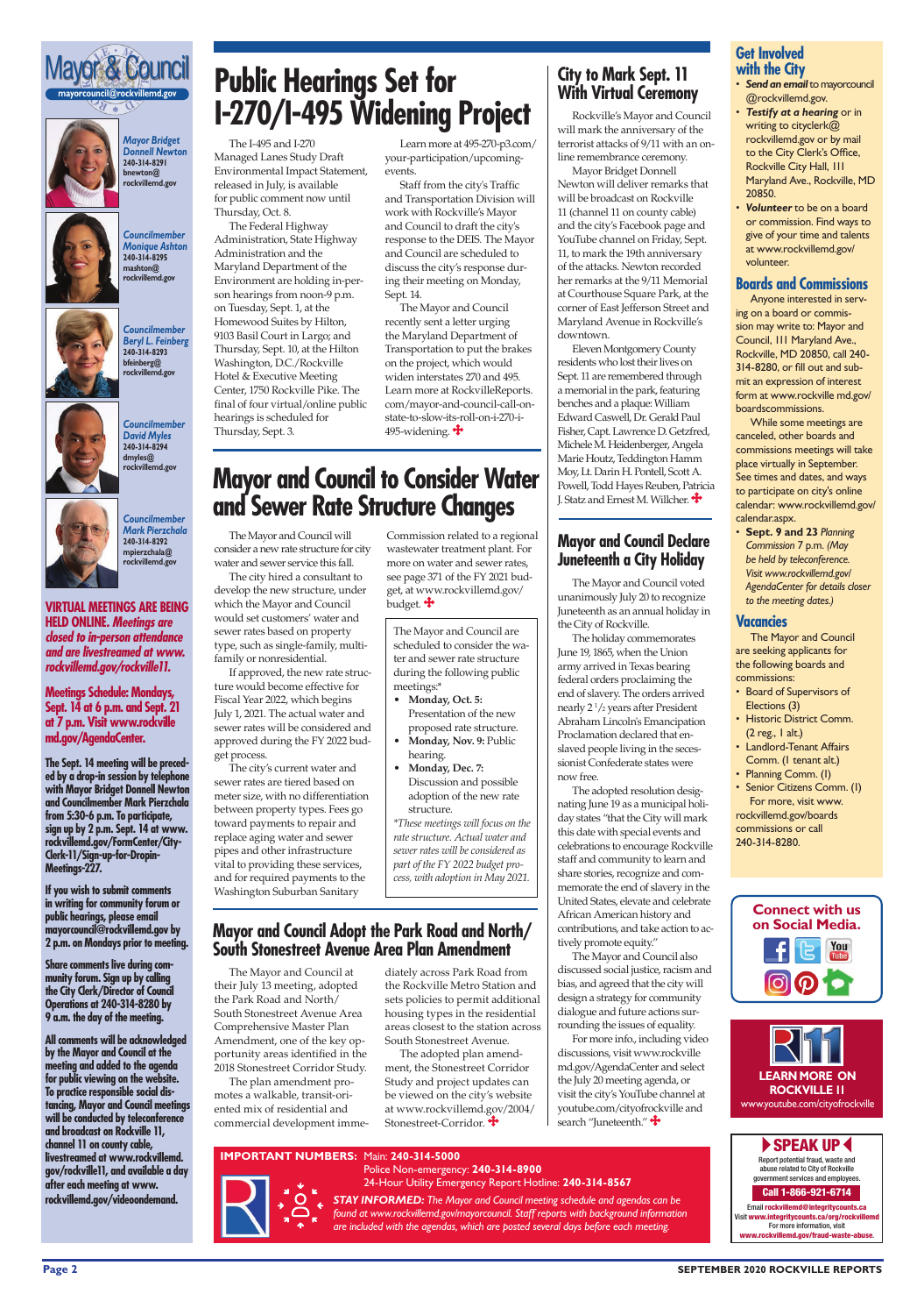# Mayor & Council

mayorcouncil@rockvillemd.gov

*Mayor Bridget Donnell Newton*
240-314-8291
bnewton@rockvillemd.gov

*Councilmember Monique Ashton*
240-314-8295
mashton@rockvillemd.gov

*Councilmember Beryl L. Feinberg*
240-314-8293
bfeinberg@rockvillemd.gov

*Councilmember David Myles*
240-314-8294
dmyles@rockvillemd.gov

*Councilmember Mark Pierzchala*
240-314-8292
mpierzchala@rockvillemd.gov

**VIRTUAL MEETINGS ARE BEING HELD ONLINE.** ***Meetings are closed to in-person attendance and are livestreamed at www.rockvillemd.gov/rockville11.***

**Meetings Schedule: Mondays, Sept. 14 at 6 p.m. and Sept. 21 at 7 p.m. Visit www.rockvillemd.gov/AgendaCenter.**

**The Sept. 14 meeting will be preceded by a drop-in session by telephone with Mayor Bridget Donnell Newton and Councilmember Mark Pierzchala from 5:30-6 p.m. To participate, sign up by 2 p.m. Sept. 14 at www.rockvillemd.gov/FormCenter/City-Clerk-11/Sign-up-for-Dropin-Meetings-227.**

**If you wish to submit comments in writing for community forum or public hearings, please email mayorcouncil@rockvillemd.gov by 2 p.m. on Mondays prior to meeting.**

**Share comments live during community forum. Sign up by calling the City Clerk/Director of Council Operations at 240-314-8280 by 9 a.m. the day of the meeting.**

**All comments will be acknowledged by the Mayor and Council at the meeting and added to the agenda for public viewing on the website. To practice responsible social distancing, Mayor and Council meetings will be conducted by teleconference and broadcast on Rockville 11, channel 11 on county cable, livestreamed at www.rockvillemd.gov/rockville11, and available a day after each meeting at www.rockvillemd.gov/videoondemand.**

# Public Hearings Set for I-270/I-495 Widening Project

The I-495 and I-270 Managed Lanes Study Draft Environmental Impact Statement, released in July, is available for public comment now until Thursday, Oct. 8.

The Federal Highway Administration, State Highway Administration and the Maryland Department of the Environment are holding in-person hearings from noon-9 p.m. on Tuesday, Sept. 1, at the Homewood Suites by Hilton, 9103 Basil Court in Largo; and Thursday, Sept. 10, at the Hilton Washington, D.C./Rockville Hotel & Executive Meeting Center, 1750 Rockville Pike. The final of four virtual/online public hearings is scheduled for Thursday, Sept. 3.

Learn more at 495-270-p3.com/your-participation/upcoming-events.

Staff from the city's Traffic and Transportation Division will work with Rockville's Mayor and Council to draft the city's response to the DEIS. The Mayor and Council are scheduled to discuss the city's response during their meeting on Monday, Sept. 14.

The Mayor and Council recently sent a letter urging the Maryland Department of Transportation to put the brakes on the project, which would widen interstates 270 and 495. Learn more at RockvilleReports.com/mayor-and-council-call-on-state-to-slow-its-roll-on-i-270-i-495-widening.

# Mayor and Council to Consider Water and Sewer Rate Structure Changes

The Mayor and Council will consider a new rate structure for city water and sewer service this fall.

The city hired a consultant to develop the new structure, under which the Mayor and Council would set customers' water and sewer rates based on property type, such as single-family, multi-family or nonresidential.

If approved, the new rate structure would become effective for Fiscal Year 2022, which begins July 1, 2021. The actual water and sewer rates will be considered and approved during the FY 2022 budget process.

The city's current water and sewer rates are tiered based on meter size, with no differentiation between property types. Fees go toward payments to repair and replace aging water and sewer pipes and other infrastructure vital to providing these services, and for required payments to the Washington Suburban Sanitary Commission related to a regional wastewater treatment plant. For more on water and sewer rates, see page 371 of the FY 2021 budget, at www.rockvillemd.gov/budget.

The Mayor and Council are scheduled to consider the water and sewer rate structure during the following public meetings:*

- **Monday, Oct. 5:** Presentation of the new proposed rate structure.
- **Monday, Nov. 9:** Public hearing.
- **Monday, Dec. 7:** Discussion and possible adoption of the new rate structure.

*\*These meetings will focus on the rate structure. Actual water and sewer rates will be considered as part of the FY 2022 budget process, with adoption in May 2021.*

# Mayor and Council Adopt the Park Road and North/South Stonestreet Avenue Area Plan Amendment

The Mayor and Council at their July 13 meeting, adopted the Park Road and North/South Stonestreet Avenue Area Comprehensive Master Plan Amendment, one of the key opportunity areas identified in the 2018 Stonestreet Corridor Study.

The plan amendment promotes a walkable, transit-oriented mix of residential and commercial development immediately across Park Road from the Rockville Metro Station and sets policies to permit additional housing types in the residential areas closest to the station across South Stonestreet Avenue.

The adopted plan amendment, the Stonestreet Corridor Study and project updates can be viewed on the city's website at www.rockvillemd.gov/2004/Stonestreet-Corridor.

# City to Mark Sept. 11 With Virtual Ceremony

Rockville's Mayor and Council will mark the anniversary of 9/11 with an online remembrance ceremony.

Mayor Bridget Donnell Newton will deliver remarks that will be broadcast on Rockville 11 (channel 11 on county cable) and the city's Facebook page and YouTube channel on Friday, Sept. 11, to mark the 19th anniversary of the attacks. Newton recorded her remarks at the 9/11 Memorial at Courthouse Square Park, at the corner of East Jefferson Street and Maryland Avenue in Rockville's downtown.

Eleven Montgomery County residents who lost their lives on Sept. 11 are remembered through a memorial in the park, featuring benches and a plaque: William Edward Caswell, Dr. Gerald Paul Fisher, Capt. Lawrence D. Getzfred, Michele M. Heidenberger, Angela Marie Houtz, Teddington Hamm Moy, Lt. Darin H. Pontell, Scott A. Powell, Todd Hayes Reuben, Patricia J. Statz and Ernest M. Willcher.

# Mayor and Council Declare Juneteenth a City Holiday

The Mayor and Council voted unanimously July 20 to recognize Juneteenth as an annual holiday in the City of Rockville.

The holiday commemorates June 19, 1865, when the Union army arrived in Texas bearing federal orders proclaiming the end of slavery. The orders arrived nearly 2 1/2 years after President Abraham Lincoln's Emancipation Proclamation declared that enslaved people living in the secessionist Confederate states were now free.

The adopted resolution designating June 19 as a municipal holiday states "that the City will mark this date with special events and celebrations to encourage Rockville staff and community to learn and share stories, recognize and commemorate the end of slavery in the United States, elevate and celebrate African American history and contributions, and take action to actively promote equity."

The Mayor and Council also discussed social justice, racism and bias, and agreed that the city will design a strategy for community dialogue and future actions surrounding the issues of equality.

For more info, including video discussions, visit www.rockvillemd.gov/AgendaCenter and select the July 20 meeting agenda, or visit the city's YouTube channel at youtube.com/cityofrockville and search "Juneteenth."

## Get Involved with the City

- ***Send an email*** to mayorcouncil@rockvillemd.gov.
- ***Testify at a hearing*** or in writing to cityclerk@rockvillemd.gov or by mail to the City Clerk's Office, Rockville City Hall, 111 Maryland Ave., Rockville, MD 20850.
- ***Volunteer*** to be on a board or commission. Find ways to give of your time and talents at www.rockvillemd.gov/volunteer.

## Boards and Commissions

Anyone interested in serving on a board or commission may write to: Mayor and Council, 111 Maryland Ave., Rockville, MD 20850, call 240-314-8280, or fill out and submit an expression of interest form at www.rockville md.gov/boardscommissions.

While some meetings are canceled, other boards and commissions meetings will take place virtually in September. See times and dates, and ways to participate on city's online calendar: www.rockvillemd.gov/calendar.aspx.

- **Sept. 9 and 23** *Planning Commission* 7 p.m. *(May be held by teleconference. Visit www.rockvillemd.gov/AgendaCenter for details closer to the meeting dates.)*

## Vacancies

The Mayor and Council are seeking applicants for the following boards and commissions:

- Board of Supervisors of Elections (3)
- Historic District Comm. (2 reg., 1 alt.)
- Landlord-Tenant Affairs Comm. (1 tenant alt.)
- Planning Comm. (1)
- Senior Citizens Comm. (1)

For more, visit www.rockvillemd.gov/boards commissions or call 240-314-8280.

**Connect with us on Social Media.**

**LEARN MORE ON ROCKVILLE 11**
www.youtube.com/cityofrockville

**SPEAK UP**
Report potential fraud, waste and abuse related to City of Rockville government services and employees.
**Call 1-866-921-6714**
Email rockvillemd@integritycounts.ca
Visit www.integritycounts.ca/org/rockvillemd
For more information, visit www.rockvillemd.gov/fraud-waste-abuse.

**IMPORTANT NUMBERS:** Main: **240-314-5000**
Police Non-emergency: **240-314-8900**
24-Hour Utility Emergency Report Hotline: **240-314-8567**

***STAY INFORMED:*** *The Mayor and Council meeting schedule and agendas can be found at www.rockvillemd.gov/mayorcouncil. Staff reports with background information are included with the agendas, which are posted several days before each meeting.*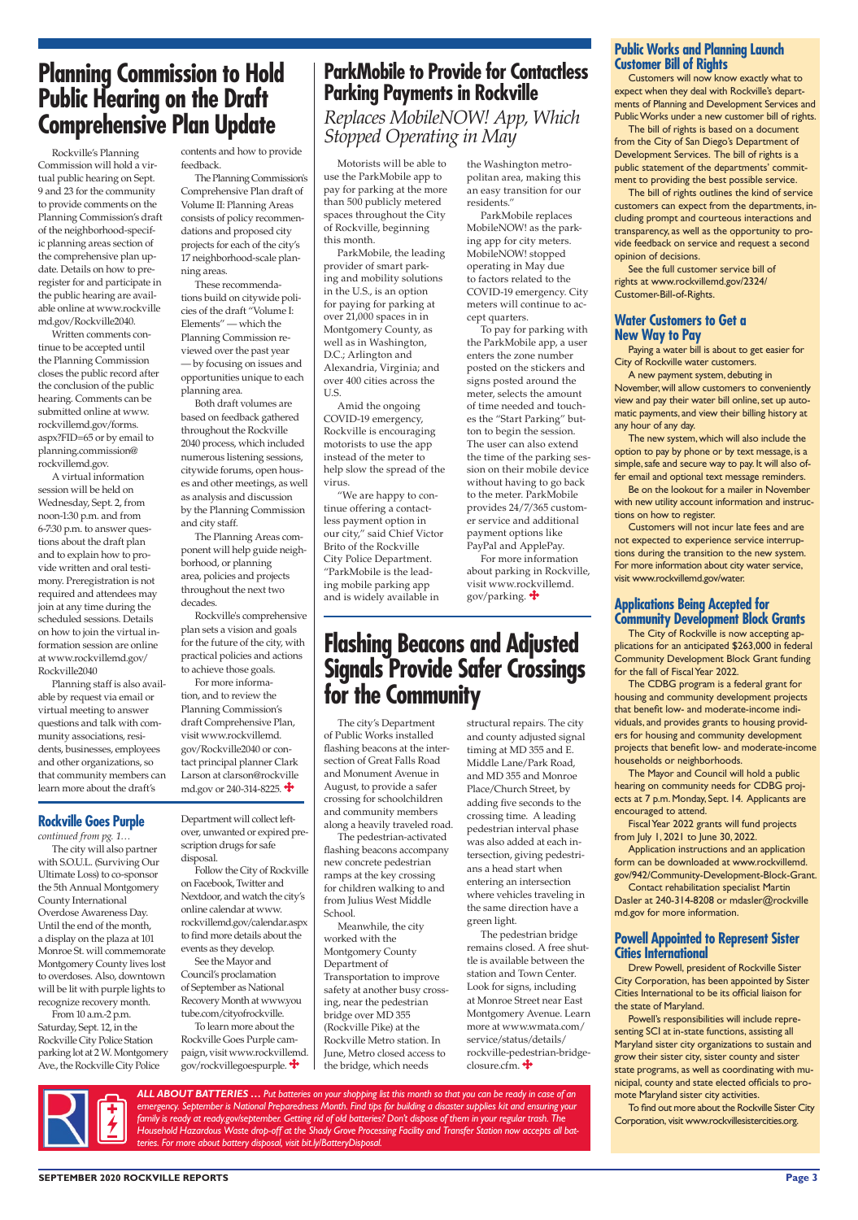# Planning Commission to Hold Public Hearing on the Draft Comprehensive Plan Update

Rockville's Planning Commission will hold a virtual public hearing on Sept. 9 and 23 for the community to provide comments on the Planning Commission's draft of the neighborhood-specific planning areas section of the comprehensive plan update. Details on how to preregister for and participate in the public hearing are available online at www.rockvillemd.gov/Rockville2040.

Written comments continue to be accepted until the Planning Commission closes the public record after the conclusion of the public hearing. Comments can be submitted online at www.rockvillemd.gov/forms.aspx?FID=65 or by email to planning.commission@rockvillemd.gov.

A virtual information session will be held on Wednesday, Sept. 2, from noon-1:30 p.m. and from 6-7:30 p.m. to answer questions about the draft plan and to explain how to provide written and oral testimony. Preregistration is not required and attendees may join at any time during the scheduled sessions. Details on how to join the virtual information session are online at www.rockvillemd.gov/Rockville2040

Planning staff is also available by request via email or virtual meeting to answer questions and talk with community associations, residents, businesses, employees and other organizations, so that community members can learn more about the draft's contents and how to provide feedback.

The Planning Commission's Comprehensive Plan draft of Volume II: Planning Areas consists of policy recommendations and proposed city projects for each of the city's 17 neighborhood-scale planning areas.

These recommendations build on citywide policies of the draft "Volume I: Elements" — which the Planning Commission reviewed over the past year — by focusing on issues and opportunities unique to each planning area.

Both draft volumes are based on feedback gathered throughout the Rockville 2040 process, which included numerous listening sessions, citywide forums, open houses and other meetings, as well as analysis and discussion by the Planning Commission and city staff.

The Planning Areas component will help guide neighborhood, or planning area, policies and projects throughout the next two decades.

Rockville's comprehensive plan sets a vision and goals for the future of the city, with practical policies and actions to achieve those goals.

For more information, and to review the Planning Commission's draft Comprehensive Plan, visit www.rockvillemd.gov/Rockville2040 or contact principal planner Clark Larson at clarson@rockvillemd.gov or 240-314-8225.

## Rockville Goes Purple

*continued from pg. 1…*

The city will also partner with S.O.U.L. (Surviving Our Ultimate Loss) to co-sponsor the 5th Annual Montgomery County International Overdose Awareness Day. Until the end of the month, a display on the plaza at 101 Monroe St. will commemorate Montgomery County lives lost to overdoses. Also, downtown will be lit with purple lights to recognize recovery month.

From 10 a.m.-2 p.m. Saturday, Sept. 12, in the Rockville City Police Station parking lot at 2 W. Montgomery Ave., the Rockville City Police Department will collect leftover, unwanted or expired prescription drugs for safe disposal.

Follow the City of Rockville on Facebook, Twitter and Nextdoor, and watch the city's online calendar at www.rockvillemd.gov/calendar.aspx to find more details about the events as they develop.

See the Mayor and Council's proclamation of September as National Recovery Month at www.youtube.com/cityofrockville.

To learn more about the Rockville Goes Purple campaign, visit www.rockvillemd.gov/rockvillegoespurple.

# ParkMobile to Provide for Contactless Parking Payments in Rockville

*Replaces MobileNOW! App, Which Stopped Operating in May*

Motorists will be able to use the ParkMobile app to pay for parking at the more than 500 publicly metered spaces throughout the City of Rockville, beginning this month.

ParkMobile, the leading provider of smart parking and mobility solutions in the U.S., is an option for paying for parking at over 21,000 spaces in in Montgomery County, as well as in Washington, D.C.; Arlington and Alexandria, Virginia; and over 400 cities across the U.S.

Amid the ongoing COVID-19 emergency, Rockville is encouraging motorists to use the app instead of the meter to help slow the spread of the virus.

"We are happy to continue offering a contactless payment option in our city," said Chief Victor Brito of the Rockville City Police Department. "ParkMobile is the leading mobile parking app and is widely available in the Washington metropolitan area, making this an easy transition for our residents."

ParkMobile replaces MobileNOW! as the parking app for city meters. MobileNOW! stopped operating in May due to factors related to the COVID-19 emergency. City meters will continue to accept quarters.

To pay for parking with the ParkMobile app, a user enters the zone number posted on the stickers and signs posted around the meter, selects the amount of time needed and touches the "Start Parking" button to begin the session. The user can also extend the time of the parking session on their mobile device without having to go back to the meter. ParkMobile provides 24/7/365 customer service and additional payment options like PayPal and ApplePay.

For more information about parking in Rockville, visit www.rockvillemd.gov/parking.

# Flashing Beacons and Adjusted Signals Provide Safer Crossings for the Community

The city's Department of Public Works installed flashing beacons at the intersection of Great Falls Road and Monument Avenue in August, to provide a safer crossing for schoolchildren and community members along a heavily traveled road.

The pedestrian-activated flashing beacons accompany new concrete pedestrian ramps at the key crossing for children walking to and from Julius West Middle School.

Meanwhile, the city worked with the Montgomery County Department of Transportation to improve safety at another busy crossing, near the pedestrian bridge over MD 355 (Rockville Pike) at the Rockville Metro station. In June, Metro closed access to the bridge, which needs structural repairs. The city and county adjusted signal timing at MD 355 and E. Middle Lane/Park Road, and MD 355 and Monroe Place/Church Street, by adding five seconds to the crossing time. A leading pedestrian interval phase was also added at each intersection, giving pedestrians a head start when entering an intersection where vehicles traveling in the same direction have a green light.

The pedestrian bridge remains closed. A free shuttle is available between the station and Town Center. Look for signs, including at Monroe Street near East Montgomery Avenue. Learn more at www.wmata.com/service/status/details/rockville-pedestrian-bridge-closure.cfm.

## Public Works and Planning Launch Customer Bill of Rights

Customers will now know exactly what to expect when they deal with Rockville's departments of Planning and Development Services and Public Works under a new customer bill of rights.

The bill of rights is based on a document from the City of San Diego's Department of Development Services. The bill of rights is a public statement of the departments' commitment to providing the best possible service.

The bill of rights outlines the kind of service customers can expect from the departments, including prompt and courteous interactions and transparency, as well as the opportunity to provide feedback on service and request a second opinion of decisions.

See the full customer service bill of rights at www.rockvillemd.gov/2324/Customer-Bill-of-Rights.

## Water Customers to Get a New Way to Pay

Paying a water bill is about to get easier for City of Rockville water customers.

A new payment system, debuting in November, will allow customers to conveniently view and pay their water bill online, set up automatic payments, and view their billing history at any hour of any day.

The new system, which will also include the option to pay by phone or by text message, is a simple, safe and secure way to pay. It will also offer email and optional text message reminders.

Be on the lookout for a mailer in November with new utility account information and instructions on how to register.

Customers will not incur late fees and are not expected to experience service interruptions during the transition to the new system. For more information about city water service, visit www.rockvillemd.gov/water.

## Applications Being Accepted for Community Development Block Grants

The City of Rockville is now accepting applications for an anticipated $263,000 in federal Community Development Block Grant funding for the fall of Fiscal Year 2022.

The CDBG program is a federal grant for housing and community development projects that benefit low- and moderate-income individuals, and provides grants to housing providers for housing and community development projects that benefit low- and moderate-income households or neighborhoods.

The Mayor and Council will hold a public hearing on community needs for CDBG projects at 7 p.m. Monday, Sept. 14. Applicants are encouraged to attend.

Fiscal Year 2022 grants will fund projects from July 1, 2021 to June 30, 2022.

Application instructions and an application form can be downloaded at www.rockvillemd.gov/942/Community-Development-Block-Grant.

Contact rehabilitation specialist Martin Dasler at 240-314-8208 or mdasler@rockvillemd.gov for more information.

## Powell Appointed to Represent Sister Cities International

Drew Powell, president of Rockville Sister City Corporation, has been appointed by Sister Cities International to be its official liaison for the state of Maryland.

Powell's responsibilities will include representing SCI at in-state functions, assisting all Maryland sister city organizations to sustain and grow their sister city, sister county and sister state programs, as well as coordinating with municipal, county and state elected officials to promote Maryland sister city activities.

To find out more about the Rockville Sister City Corporation, visit www.rockvillesistercities.org.

***ALL ABOUT BATTERIES …*** *Put batteries on your shopping list this month so that you can be ready in case of an emergency. September is National Preparedness Month. Find tips for building a disaster supplies kit and ensuring your family is ready at ready.gov/september. Getting rid of old batteries? Don't dispose of them in your regular trash. The Household Hazardous Waste drop-off at the Shady Grove Processing Facility and Transfer Station now accepts all batteries. For more about battery disposal, visit bit.ly/BatteryDisposal.*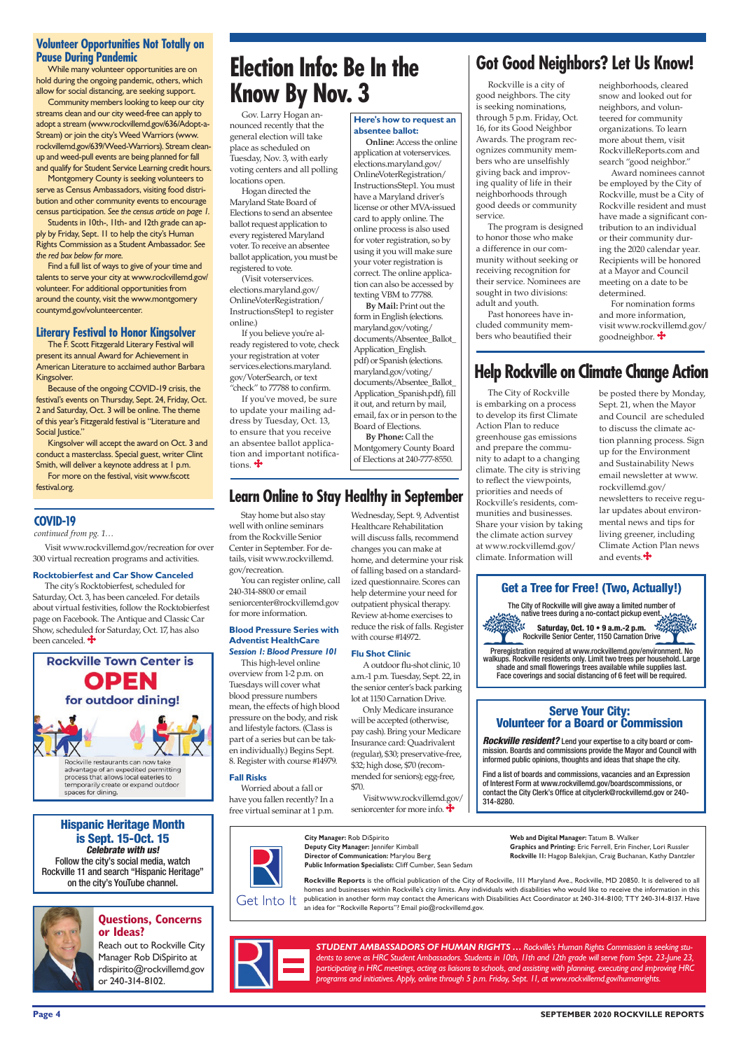## Volunteer Opportunities Not Totally on Pause During Pandemic

While many volunteer opportunities are on hold during the ongoing pandemic, others, which allow for social distancing, are seeking support.

Community members looking to keep our city streams clean and our city weed-free can apply to adopt a stream (www.rockvillemd.gov/636/Adopt-a-Stream) or join the city's Weed Warriors (www.rockvillemd.gov/639/Weed-Warriors). Stream cleanup and weed-pull events are being planned for fall and qualify for Student Service Learning credit hours.

Montgomery County is seeking volunteers to serve as Census Ambassadors, visiting food distribution and other community events to encourage census participation. *See the census article on page 1.*

Students in 10th-, 11th- and 12th grade can apply by Friday, Sept. 11 to help the city's Human Rights Commission as a Student Ambassador. *See the red box below for more.*

Find a full list of ways to give of your time and talents to serve your city at www.rockvillemd.gov/volunteer. For additional opportunities from around the county, visit www.montgomerycountymd.gov/volunteercenter.

## Literary Festival to Honor Kingsolver

The F. Scott Fitzgerald Literary Festival will present its annual Award for Achievement in American Literature to acclaimed author Barbara Kingsolver.

Because of the ongoing COVID-19 crisis, the festival's events on Thursday, Sept. 24, Friday, Oct. 2 and Saturday, Oct. 3 will be online. The theme of this year's Fitzgerald festival is "Literature and Social Justice."

Kingsolver will accept the award on Oct. 3 and conduct a masterclass. Special guest, writer Clint Smith, will deliver a keynote address at 1 p.m.

For more on the festival, visit www.fscott festival.org.

## COVID-19

*continued from pg. 1…*

Visit www.rockvillemd.gov/recreation for over 300 virtual recreation programs and activities.

### Rocktobierfest and Car Show Canceled

The city's Rocktobierfest, scheduled for Saturday, Oct. 3, has been canceled. For details about virtual festivities, follow the Rocktobierfest page on Facebook. The Antique and Classic Car Show, scheduled for Saturday, Oct. 17, has also been canceled. ✚

## Rockville Town Center is OPEN for outdoor dining!

Rockville restaurants can now take advantage of an expedited permitting process that allows local eateries to temporarily create or expand outdoor spaces for dining.

## Hispanic Heritage Month is Sept. 15-Oct. 15

***Celebrate with us!***

Follow the city's social media, watch Rockville 11 and search "Hispanic Heritage" on the city's YouTube channel.

## Questions, Concerns or Ideas?

Reach out to Rockville City Manager Rob DiSpirito at rdispirito@rockvillemd.gov or 240-314-8102.

# Election Info: Be In the Know By Nov. 3

Gov. Larry Hogan announced recently that the general election will take place as scheduled on Tuesday, Nov. 3, with early voting centers and all polling locations open.

Hogan directed the Maryland State Board of Elections to send an absentee ballot request application to every registered Maryland voter. To receive an absentee ballot application, you must be registered to vote.

(Visit voterservices.elections.maryland.gov/OnlineVoterRegistration/InstructionsStep1 to register online.)

If you believe you're already registered to vote, check your registration at voter services.elections.maryland.gov/VoterSearch, or text "check" to 77788 to confirm.

If you've moved, be sure to update your mailing address by Tuesday, Oct. 13, to ensure that you receive an absentee ballot application and important notifications. ✚

### Here's how to request an absentee ballot:

**Online:** Access the online application at voterservices.elections.maryland.gov/OnlineVoterRegistration/InstructionsStep1. You must have a Maryland driver's license or other MVA-issued card to apply online. The online process is also used for voter registration, so by using it you will make sure your voter registration is correct. The online application can also be accessed by texting VBM to 77788.

**By Mail:** Print out the form in English (elections.maryland.gov/voting/documents/Absentee_Ballot_Application_English.pdf) or Spanish (elections.maryland.gov/voting/documents/Absentee_Ballot_Application_Spanish.pdf), fill it out, and return by mail, email, fax or in person to the Board of Elections.

**By Phone:** Call the Montgomery County Board of Elections at 240-777-8550.

## Learn Online to Stay Healthy in September

Stay home but also stay well with online seminars from the Rockville Senior Center in September. For details, visit www.rockvillemd.gov/recreation.

You can register online, call 240-314-8800 or email seniorcenter@rockvillemd.gov for more information.

### Blood Pressure Series with Adventist HealthCare

***Session 1: Blood Pressure 101***

This high-level online overview from 1-2 p.m. on Tuesdays will cover what blood pressure numbers mean, the effects of high blood pressure on the body, and risk and lifestyle factors. (Class is part of a series but can be taken individually.) Begins Sept. 8. Register with course #14979.

### Fall Risks

Worried about a fall or have you fallen recently? In a free virtual seminar at 1 p.m. Wednesday, Sept. 9, Adventist Healthcare Rehabilitation will discuss falls, recommend changes you can make at home, and determine your risk of falling based on a standardized questionnaire. Scores can help determine your need for outpatient physical therapy. Review at-home exercises to reduce the risk of falls. Register with course #14972.

### Flu Shot Clinic

A outdoor flu-shot clinic, 10 a.m.-1 p.m. Tuesday, Sept. 22, in the senior center's back parking lot at 1150 Carnation Drive.

Only Medicare insurance will be accepted (otherwise, pay cash). Bring your Medicare Insurance card: Quadrivalent (regular), $30; preservative-free, $32; high dose, $70 (recommended for seniors); egg-free, $70.

Visitwww.rockvillemd.gov/seniorcenter for more info. ✚

# Got Good Neighbors? Let Us Know!

Rockville is a city of good neighbors. The city is seeking nominations, through 5 p.m. Friday, Oct. 16, for its Good Neighbor Awards. The program recognizes community members who are unselfishly giving back and improving quality of life in their neighborhoods through good deeds or community service.

The program is designed to honor those who make a difference in our community without seeking or receiving recognition for their service. Nominees are sought in two divisions: adult and youth.

Past honorees have included community members who beautified their neighborhoods, cleared snow and looked out for neighbors, and volunteered for community organizations. To learn more about them, visit RockvilleReports.com and search "good neighbor."

Award nominees cannot be employed by the City of Rockville, must be a City of Rockville resident and must have made a significant contribution to an individual or their community during the 2020 calendar year. Recipients will be honored at a Mayor and Council meeting on a date to be determined.

For nomination forms and more information, visit www.rockvillemd.gov/goodneighbor. ✚

# Help Rockville on Climate Change Action

The City of Rockville is embarking on a process to develop its first Climate Action Plan to reduce greenhouse gas emissions and prepare the community to adapt to a changing climate. The city is striving to reflect the viewpoints, priorities and needs of Rockville's residents, communities and businesses. Share your vision by taking the climate action survey at www.rockvillemd.gov/climate. Information will be posted there by Monday, Sept. 21, when the Mayor and Council are scheduled to discuss the climate action planning process. Sign up for the Environment and Sustainability News email newsletter at www.rockvillemd.gov/newsletters to receive regular updates about environmental news and tips for living greener, including Climate Action Plan news and events. ✚

## Get a Tree for Free! (Two, Actually!)

The City of Rockville will give away a limited number of native trees during a no-contact pickup event.

**Saturday, Oct. 10 • 9 a.m.-2 p.m.**
Rockville Senior Center, 1150 Carnation Drive

Preregistration required at www.rockvillemd.gov/environment. No walkups. Rockville residents only. Limit two trees per household. Large shade and small flowerings trees available while supplies last. Face coverings and social distancing of 6 feet will be required.

## Serve Your City: Volunteer for a Board or Commission

***Rockville resident?*** Lend your expertise to a city board or commission. Boards and commissions provide the Mayor and Council with informed public opinions, thoughts and ideas that shape the city.

Find a list of boards and commissions, vacancies and an Expression of Interest Form at www.rockvillemd.gov/boardscommissions, or contact the City Clerk's Office at cityclerk@rockvillemd.gov or 240-314-8280.

Get Into It

**City Manager:** Rob DiSpirito
**Deputy City Manager:** Jennifer Kimball
**Director of Communication:** Marylou Berg
**Public Information Specialists:** Cliff Cumber, Sean Sedam

**Web and Digital Manager:** Tatum B. Walker
**Graphics and Printing:** Eric Ferrell, Erin Fincher, Lori Russler
**Rockville 11:** Hagop Balekjian, Craig Buchanan, Kathy Dantzler

**Rockville Reports** is the official publication of the City of Rockville, 111 Maryland Ave., Rockville, MD 20850. It is delivered to all homes and businesses within Rockville's city limits. Any individuals with disabilities who would like to receive the information in this publication in another form may contact the Americans with Disabilities Act Coordinator at 240-314-8100; TTY 240-314-8137. Have an idea for "Rockville Reports"? Email pio@rockvillemd.gov.

***STUDENT AMBASSADORS OF HUMAN RIGHTS …** Rockville's Human Rights Commission is seeking students to serve as HRC Student Ambassadors. Students in 10th, 11th and 12th grade will serve from Sept. 23-June 23, participating in HRC meetings, acting as liaisons to schools, and assisting with planning, executing and improving HRC programs and initiatives. Apply, online through 5 p.m. Friday, Sept. 11, at www.rockvillemd.gov/humanrights.*